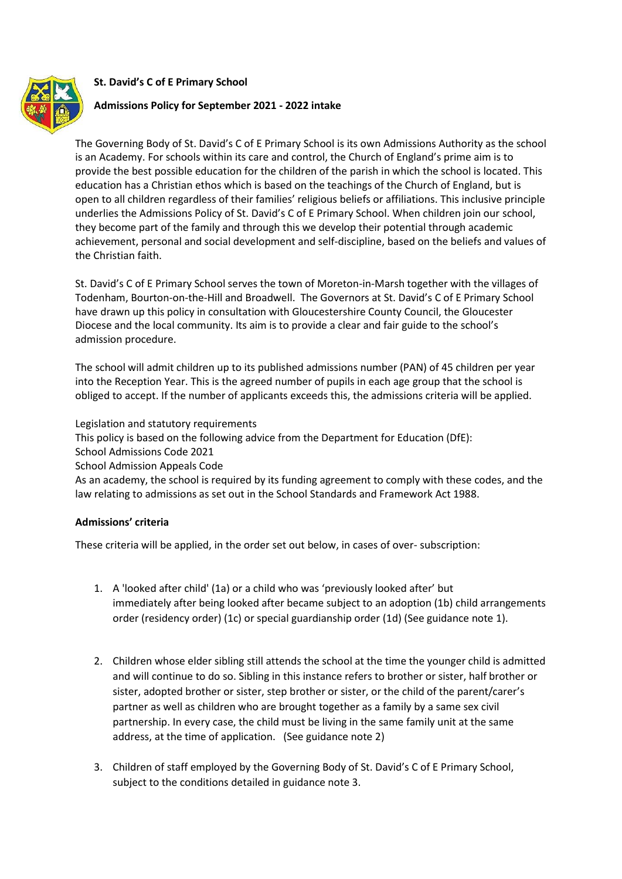**St. David's C of E Primary School**

**Admissions Policy for September 2021 - 2022 intake**

The Governing Body of St. David's C of E Primary School is its own Admissions Authority as the school is an Academy. For schools within its care and control, the Church of England's prime aim is to provide the best possible education for the children of the parish in which the school is located. This education has a Christian ethos which is based on the teachings of the Church of England, but is open to all children regardless of their families' religious beliefs or affiliations. This inclusive principle underlies the Admissions Policy of St. David's C of E Primary School. When children join our school, they become part of the family and through this we develop their potential through academic achievement, personal and social development and self-discipline, based on the beliefs and values of the Christian faith.

St. David's C of E Primary School serves the town of Moreton-in-Marsh together with the villages of Todenham, Bourton-on-the-Hill and Broadwell. The Governors at St. David's C of E Primary School have drawn up this policy in consultation with Gloucestershire County Council, the Gloucester Diocese and the local community. Its aim is to provide a clear and fair guide to the school's admission procedure.

The school will admit children up to its published admissions number (PAN) of 45 children per year into the Reception Year. This is the agreed number of pupils in each age group that the school is obliged to accept. If the number of applicants exceeds this, the admissions criteria will be applied.

Legislation and statutory requirements
This policy is based on the following advice from the Department for Education (DfE):
School Admissions Code 2021
School Admission Appeals Code
As an academy, the school is required by its funding agreement to comply with these codes, and the law relating to admissions as set out in the School Standards and Framework Act 1988.

**Admissions' criteria**

These criteria will be applied, in the order set out below, in cases of over- subscription:

1. A 'looked after child' (1a) or a child who was 'previously looked after' but immediately after being looked after became subject to an adoption (1b) child arrangements order (residency order) (1c) or special guardianship order (1d) (See guidance note 1).

2. Children whose elder sibling still attends the school at the time the younger child is admitted and will continue to do so. Sibling in this instance refers to brother or sister, half brother or sister, adopted brother or sister, step brother or sister, or the child of the parent/carer's partner as well as children who are brought together as a family by a same sex civil partnership. In every case, the child must be living in the same family unit at the same address, at the time of application. (See guidance note 2)

3. Children of staff employed by the Governing Body of St. David's C of E Primary School, subject to the conditions detailed in guidance note 3.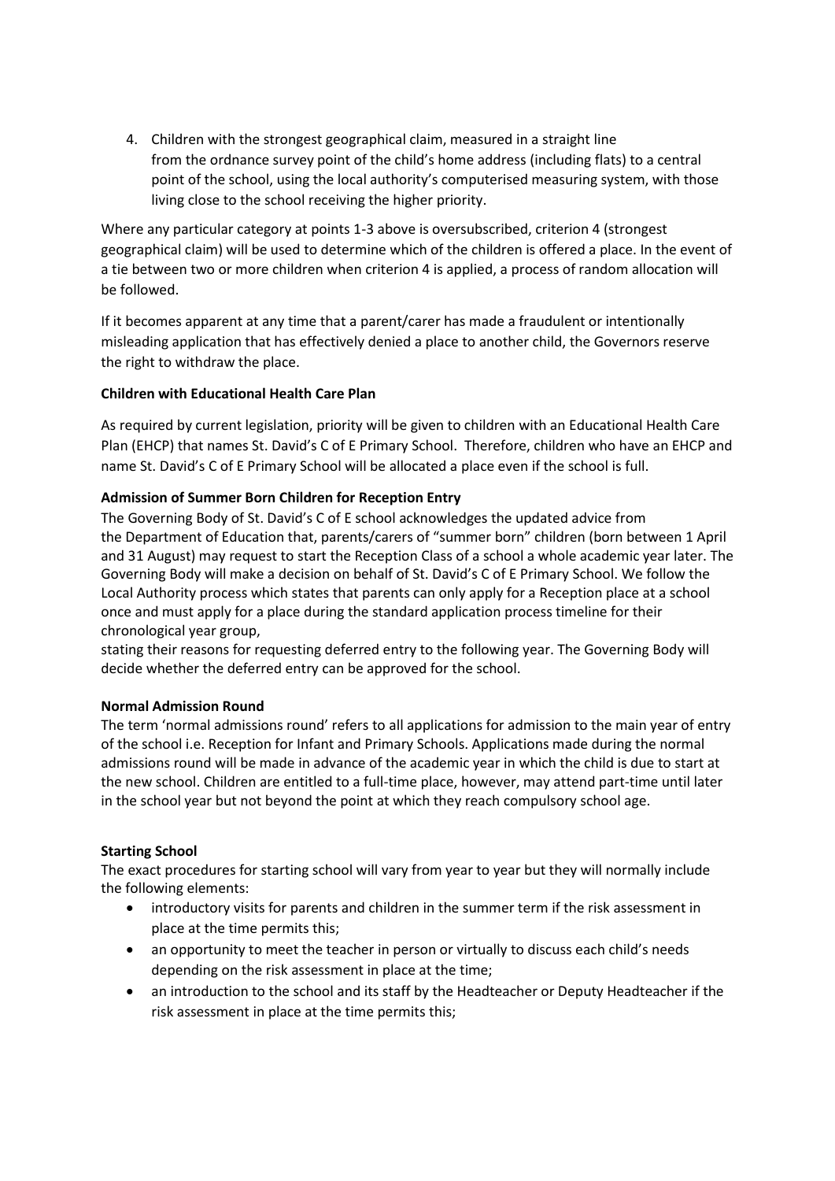4. Children with the strongest geographical claim, measured in a straight line from the ordnance survey point of the child's home address (including flats) to a central point of the school, using the local authority's computerised measuring system, with those living close to the school receiving the higher priority.

Where any particular category at points 1-3 above is oversubscribed, criterion 4 (strongest geographical claim) will be used to determine which of the children is offered a place. In the event of a tie between two or more children when criterion 4 is applied, a process of random allocation will be followed.

If it becomes apparent at any time that a parent/carer has made a fraudulent or intentionally misleading application that has effectively denied a place to another child, the Governors reserve the right to withdraw the place.

**Children with Educational Health Care Plan**

As required by current legislation, priority will be given to children with an Educational Health Care Plan (EHCP) that names St. David's C of E Primary School. Therefore, children who have an EHCP and name St. David's C of E Primary School will be allocated a place even if the school is full.

**Admission of Summer Born Children for Reception Entry**

The Governing Body of St. David's C of E school acknowledges the updated advice from the Department of Education that, parents/carers of "summer born" children (born between 1 April and 31 August) may request to start the Reception Class of a school a whole academic year later. The Governing Body will make a decision on behalf of St. David's C of E Primary School. We follow the Local Authority process which states that parents can only apply for a Reception place at a school once and must apply for a place during the standard application process timeline for their chronological year group,

stating their reasons for requesting deferred entry to the following year. The Governing Body will decide whether the deferred entry can be approved for the school.

**Normal Admission Round**

The term 'normal admissions round' refers to all applications for admission to the main year of entry of the school i.e. Reception for Infant and Primary Schools. Applications made during the normal admissions round will be made in advance of the academic year in which the child is due to start at the new school. Children are entitled to a full-time place, however, may attend part-time until later in the school year but not beyond the point at which they reach compulsory school age.

**Starting School**

The exact procedures for starting school will vary from year to year but they will normally include the following elements:

- introductory visits for parents and children in the summer term if the risk assessment in place at the time permits this;
- an opportunity to meet the teacher in person or virtually to discuss each child's needs depending on the risk assessment in place at the time;
- an introduction to the school and its staff by the Headteacher or Deputy Headteacher if the risk assessment in place at the time permits this;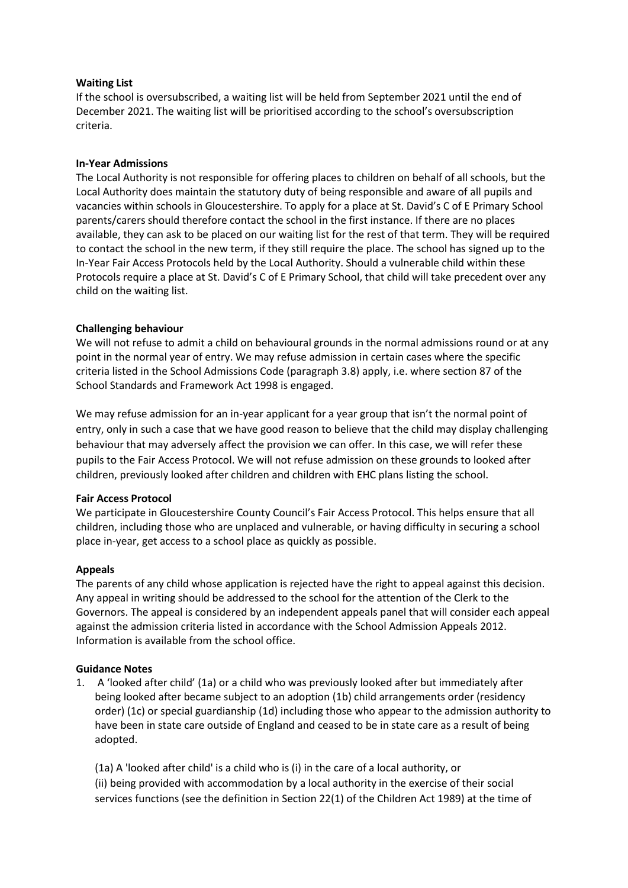**Waiting List**

If the school is oversubscribed, a waiting list will be held from September 2021 until the end of December 2021. The waiting list will be prioritised according to the school's oversubscription criteria.

**In-Year Admissions**

The Local Authority is not responsible for offering places to children on behalf of all schools, but the Local Authority does maintain the statutory duty of being responsible and aware of all pupils and vacancies within schools in Gloucestershire. To apply for a place at St. David's C of E Primary School parents/carers should therefore contact the school in the first instance. If there are no places available, they can ask to be placed on our waiting list for the rest of that term. They will be required to contact the school in the new term, if they still require the place. The school has signed up to the In-Year Fair Access Protocols held by the Local Authority. Should a vulnerable child within these Protocols require a place at St. David's C of E Primary School, that child will take precedent over any child on the waiting list.

**Challenging behaviour**

We will not refuse to admit a child on behavioural grounds in the normal admissions round or at any point in the normal year of entry. We may refuse admission in certain cases where the specific criteria listed in the School Admissions Code (paragraph 3.8) apply, i.e. where section 87 of the School Standards and Framework Act 1998 is engaged.

We may refuse admission for an in-year applicant for a year group that isn't the normal point of entry, only in such a case that we have good reason to believe that the child may display challenging behaviour that may adversely affect the provision we can offer. In this case, we will refer these pupils to the Fair Access Protocol. We will not refuse admission on these grounds to looked after children, previously looked after children and children with EHC plans listing the school.

**Fair Access Protocol**

We participate in Gloucestershire County Council's Fair Access Protocol. This helps ensure that all children, including those who are unplaced and vulnerable, or having difficulty in securing a school place in-year, get access to a school place as quickly as possible.

**Appeals**

The parents of any child whose application is rejected have the right to appeal against this decision. Any appeal in writing should be addressed to the school for the attention of the Clerk to the Governors. The appeal is considered by an independent appeals panel that will consider each appeal against the admission criteria listed in accordance with the School Admission Appeals 2012. Information is available from the school office.

**Guidance Notes**

1. A 'looked after child' (1a) or a child who was previously looked after but immediately after being looked after became subject to an adoption (1b) child arrangements order (residency order) (1c) or special guardianship (1d) including those who appear to the admission authority to have been in state care outside of England and ceased to be in state care as a result of being adopted.

   (1a) A 'looked after child' is a child who is (i) in the care of a local authority, or
   (ii) being provided with accommodation by a local authority in the exercise of their social services functions (see the definition in Section 22(1) of the Children Act 1989) at the time of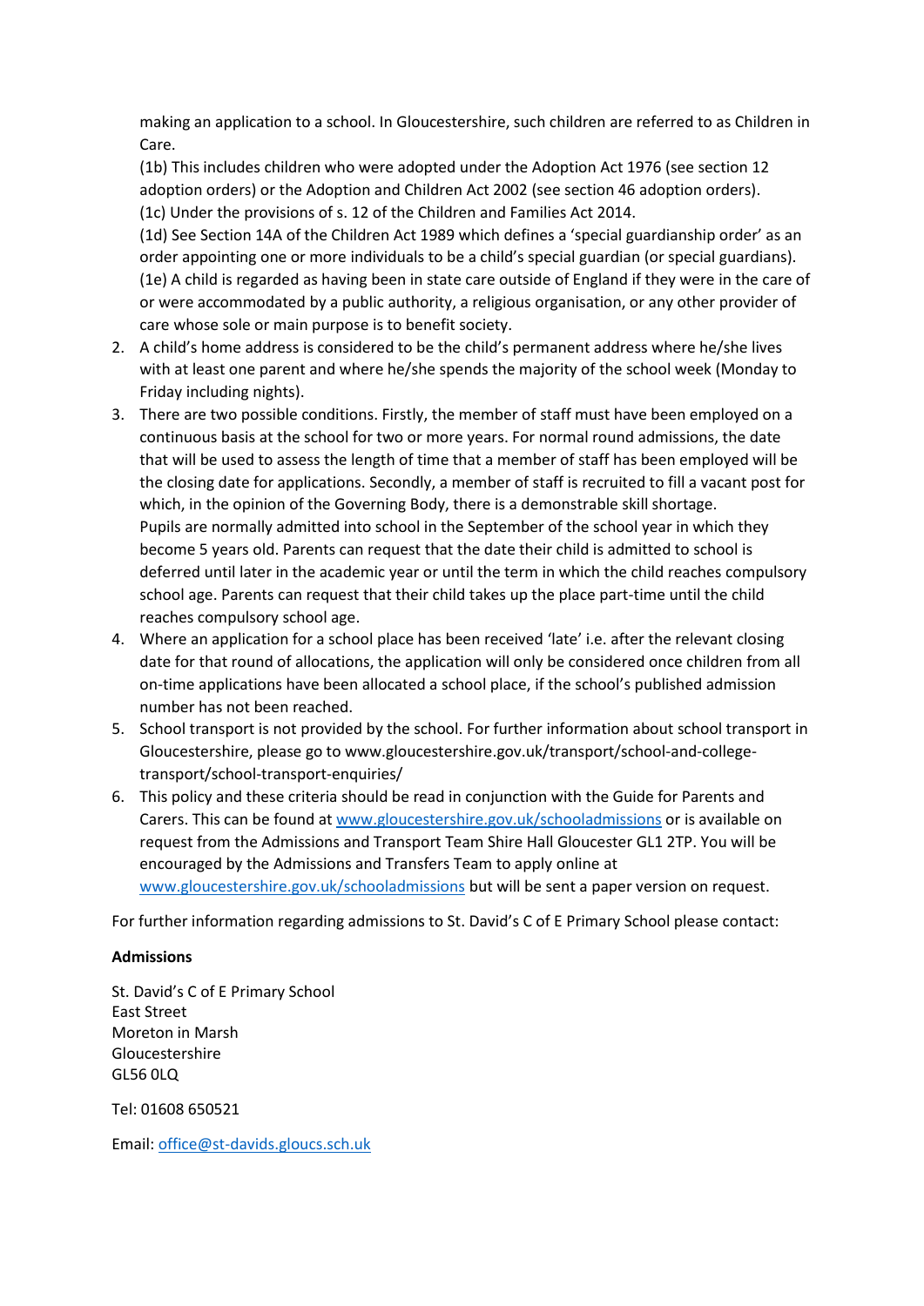making an application to a school. In Gloucestershire, such children are referred to as Children in Care.

(1b) This includes children who were adopted under the Adoption Act 1976 (see section 12 adoption orders) or the Adoption and Children Act 2002 (see section 46 adoption orders).
(1c) Under the provisions of s. 12 of the Children and Families Act 2014.
(1d) See Section 14A of the Children Act 1989 which defines a 'special guardianship order' as an order appointing one or more individuals to be a child's special guardian (or special guardians).
(1e) A child is regarded as having been in state care outside of England if they were in the care of or were accommodated by a public authority, a religious organisation, or any other provider of care whose sole or main purpose is to benefit society.

2. A child's home address is considered to be the child's permanent address where he/she lives with at least one parent and where he/she spends the majority of the school week (Monday to Friday including nights).
3. There are two possible conditions. Firstly, the member of staff must have been employed on a continuous basis at the school for two or more years. For normal round admissions, the date that will be used to assess the length of time that a member of staff has been employed will be the closing date for applications. Secondly, a member of staff is recruited to fill a vacant post for which, in the opinion of the Governing Body, there is a demonstrable skill shortage.
   Pupils are normally admitted into school in the September of the school year in which they become 5 years old. Parents can request that the date their child is admitted to school is deferred until later in the academic year or until the term in which the child reaches compulsory school age. Parents can request that their child takes up the place part-time until the child reaches compulsory school age.
4. Where an application for a school place has been received 'late' i.e. after the relevant closing date for that round of allocations, the application will only be considered once children from all on-time applications have been allocated a school place, if the school's published admission number has not been reached.
5. School transport is not provided by the school. For further information about school transport in Gloucestershire, please go to www.gloucestershire.gov.uk/transport/school-and-college-transport/school-transport-enquiries/
6. This policy and these criteria should be read in conjunction with the Guide for Parents and Carers. This can be found at www.gloucestershire.gov.uk/schooladmissions or is available on request from the Admissions and Transport Team Shire Hall Gloucester GL1 2TP. You will be encouraged by the Admissions and Transfers Team to apply online at www.gloucestershire.gov.uk/schooladmissions but will be sent a paper version on request.

For further information regarding admissions to St. David's C of E Primary School please contact:

**Admissions**

St. David's C of E Primary School
East Street
Moreton in Marsh
Gloucestershire
GL56 0LQ

Tel: 01608 650521

Email: office@st-davids.gloucs.sch.uk